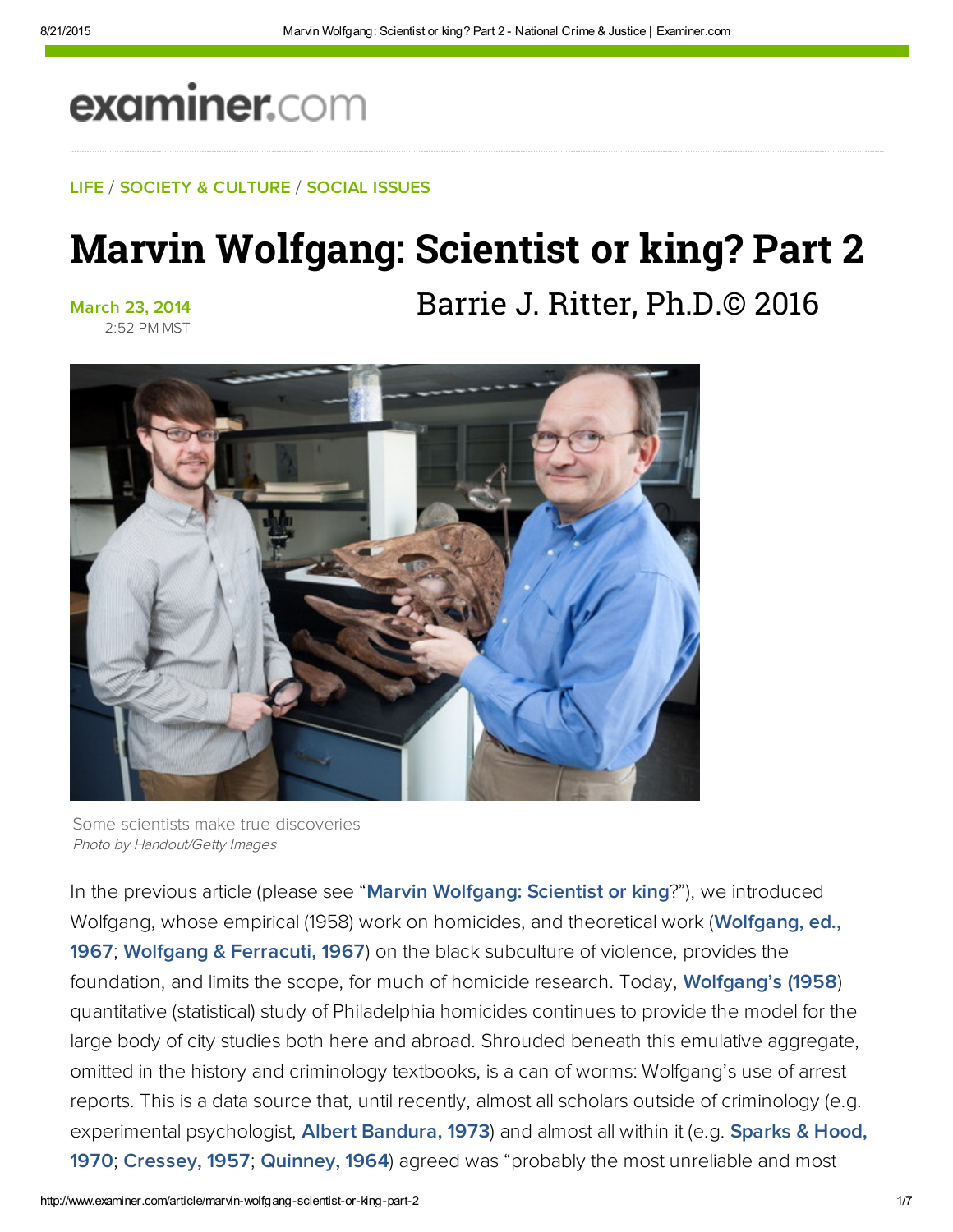examiner.com

LIFE / SOCIETY & CULTURE / SOCIAL ISSUES

# Marvin Wolfgang: Scientist or king? Part 2

March 23, 2014
2:52 PM MST

Barrie J. Ritter, Ph.D.© 2016

Some scientists make true discoveries
*Photo by Handout/Getty Images*

In the previous article (please see "**Marvin Wolfgang: Scientist or king**?"), we introduced Wolfgang, whose empirical (1958) work on homicides, and theoretical work (**Wolfgang, ed., 1967**; **Wolfgang & Ferracuti, 1967**) on the black subculture of violence, provides the foundation, and limits the scope, for much of homicide research. Today, **Wolfgang's (1958**) quantitative (statistical) study of Philadelphia homicides continues to provide the model for the large body of city studies both here and abroad. Shrouded beneath this emulative aggregate, omitted in the history and criminology textbooks, is a can of worms: Wolfgang's use of arrest reports. This is a data source that, until recently, almost all scholars outside of criminology (e.g. experimental psychologist, **Albert Bandura, 1973**) and almost all within it (e.g. **Sparks & Hood, 1970**; **Cressey, 1957**; **Quinney, 1964**) agreed was "probably the most unreliable and most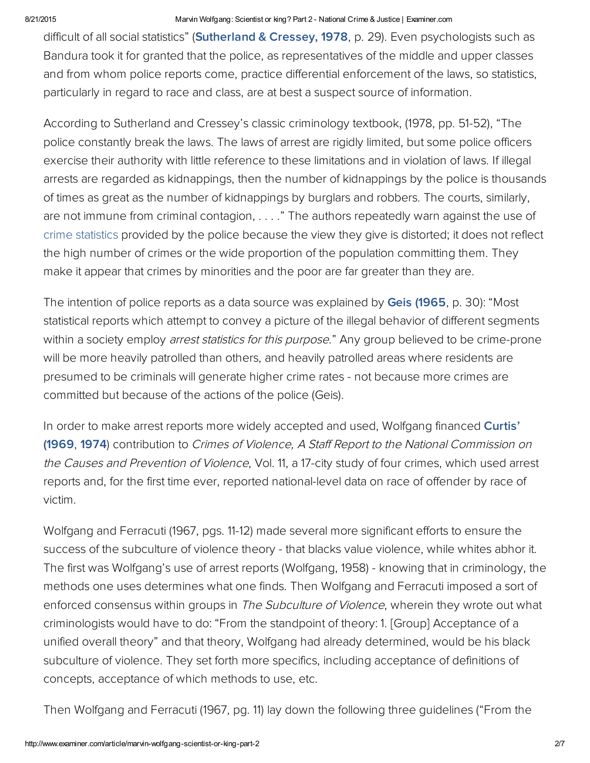difficult of all social statistics" (**Sutherland & Cressey, 1978**, p. 29). Even psychologists such as Bandura took it for granted that the police, as representatives of the middle and upper classes and from whom police reports come, practice differential enforcement of the laws, so statistics, particularly in regard to race and class, are at best a suspect source of information.

According to Sutherland and Cressey's classic criminology textbook, (1978, pp. 51-52), "The police constantly break the laws. The laws of arrest are rigidly limited, but some police officers exercise their authority with little reference to these limitations and in violation of laws. If illegal arrests are regarded as kidnappings, then the number of kidnappings by the police is thousands of times as great as the number of kidnappings by burglars and robbers. The courts, similarly, are not immune from criminal contagion, . . . ." The authors repeatedly warn against the use of crime statistics provided by the police because the view they give is distorted; it does not reflect the high number of crimes or the wide proportion of the population committing them. They make it appear that crimes by minorities and the poor are far greater than they are.

The intention of police reports as a data source was explained by **Geis (1965**, p. 30): "Most statistical reports which attempt to convey a picture of the illegal behavior of different segments within a society employ *arrest statistics for this purpose*." Any group believed to be crime-prone will be more heavily patrolled than others, and heavily patrolled areas where residents are presumed to be criminals will generate higher crime rates - not because more crimes are committed but because of the actions of the police (Geis).

In order to make arrest reports more widely accepted and used, Wolfgang financed **Curtis' (1969**, **1974**) contribution to *Crimes of Violence, A Staff Report to the National Commission on the Causes and Prevention of Violence*, Vol. 11, a 17-city study of four crimes, which used arrest reports and, for the first time ever, reported national-level data on race of offender by race of victim.

Wolfgang and Ferracuti (1967, pgs. 11-12) made several more significant efforts to ensure the success of the subculture of violence theory - that blacks value violence, while whites abhor it. The first was Wolfgang's use of arrest reports (Wolfgang, 1958) - knowing that in criminology, the methods one uses determines what one finds. Then Wolfgang and Ferracuti imposed a sort of enforced consensus within groups in *The Subculture of Violence*, wherein they wrote out what criminologists would have to do: "From the standpoint of theory: 1. [Group] Acceptance of a unified overall theory" and that theory, Wolfgang had already determined, would be his black subculture of violence. They set forth more specifics, including acceptance of definitions of concepts, acceptance of which methods to use, etc.

Then Wolfgang and Ferracuti (1967, pg. 11) lay down the following three guidelines ("From the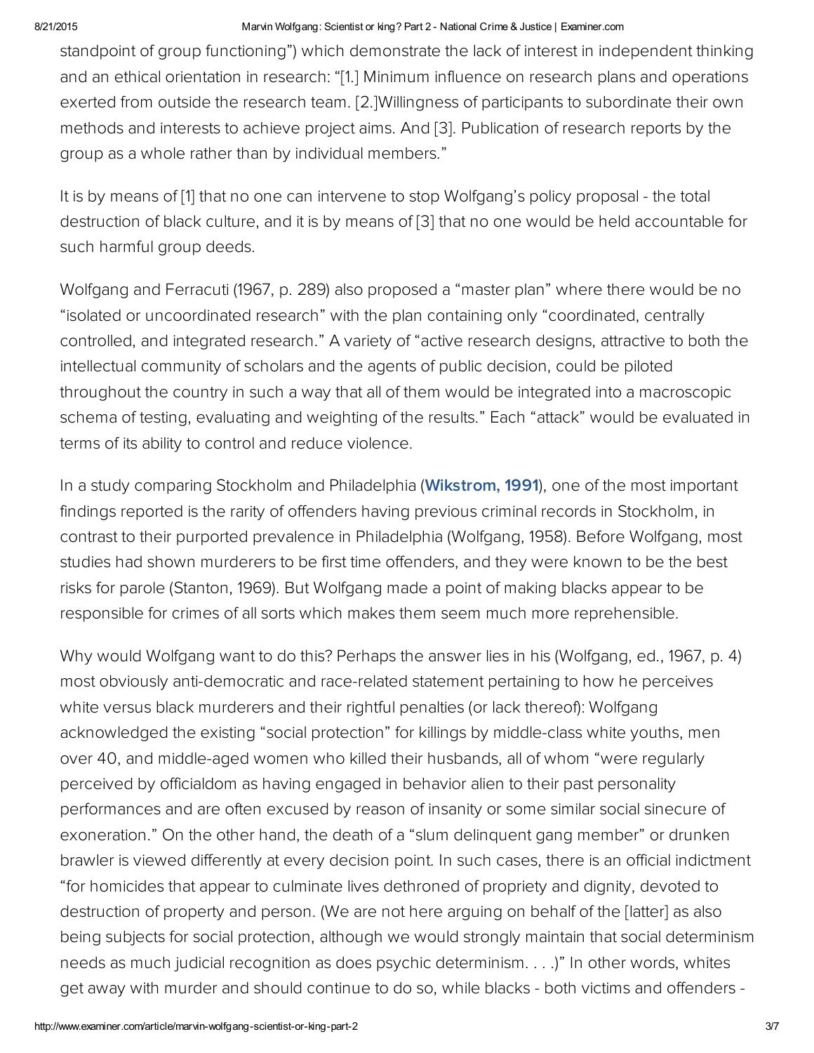standpoint of group functioning") which demonstrate the lack of interest in independent thinking and an ethical orientation in research: "[1.] Minimum influence on research plans and operations exerted from outside the research team. [2.]Willingness of participants to subordinate their own methods and interests to achieve project aims. And [3]. Publication of research reports by the group as a whole rather than by individual members."

It is by means of [1] that no one can intervene to stop Wolfgang's policy proposal - the total destruction of black culture, and it is by means of [3] that no one would be held accountable for such harmful group deeds.

Wolfgang and Ferracuti (1967, p. 289) also proposed a "master plan" where there would be no "isolated or uncoordinated research" with the plan containing only "coordinated, centrally controlled, and integrated research." A variety of "active research designs, attractive to both the intellectual community of scholars and the agents of public decision, could be piloted throughout the country in such a way that all of them would be integrated into a macroscopic schema of testing, evaluating and weighting of the results." Each "attack" would be evaluated in terms of its ability to control and reduce violence.

In a study comparing Stockholm and Philadelphia (**Wikstrom, 1991**), one of the most important findings reported is the rarity of offenders having previous criminal records in Stockholm, in contrast to their purported prevalence in Philadelphia (Wolfgang, 1958). Before Wolfgang, most studies had shown murderers to be first time offenders, and they were known to be the best risks for parole (Stanton, 1969). But Wolfgang made a point of making blacks appear to be responsible for crimes of all sorts which makes them seem much more reprehensible.

Why would Wolfgang want to do this? Perhaps the answer lies in his (Wolfgang, ed., 1967, p. 4) most obviously anti-democratic and race-related statement pertaining to how he perceives white versus black murderers and their rightful penalties (or lack thereof): Wolfgang acknowledged the existing "social protection" for killings by middle-class white youths, men over 40, and middle-aged women who killed their husbands, all of whom "were regularly perceived by officialdom as having engaged in behavior alien to their past personality performances and are often excused by reason of insanity or some similar social sinecure of exoneration." On the other hand, the death of a "slum delinquent gang member" or drunken brawler is viewed differently at every decision point. In such cases, there is an official indictment "for homicides that appear to culminate lives dethroned of propriety and dignity, devoted to destruction of property and person. (We are not here arguing on behalf of the [latter] as also being subjects for social protection, although we would strongly maintain that social determinism needs as much judicial recognition as does psychic determinism. . . .)" In other words, whites get away with murder and should continue to do so, while blacks - both victims and offenders -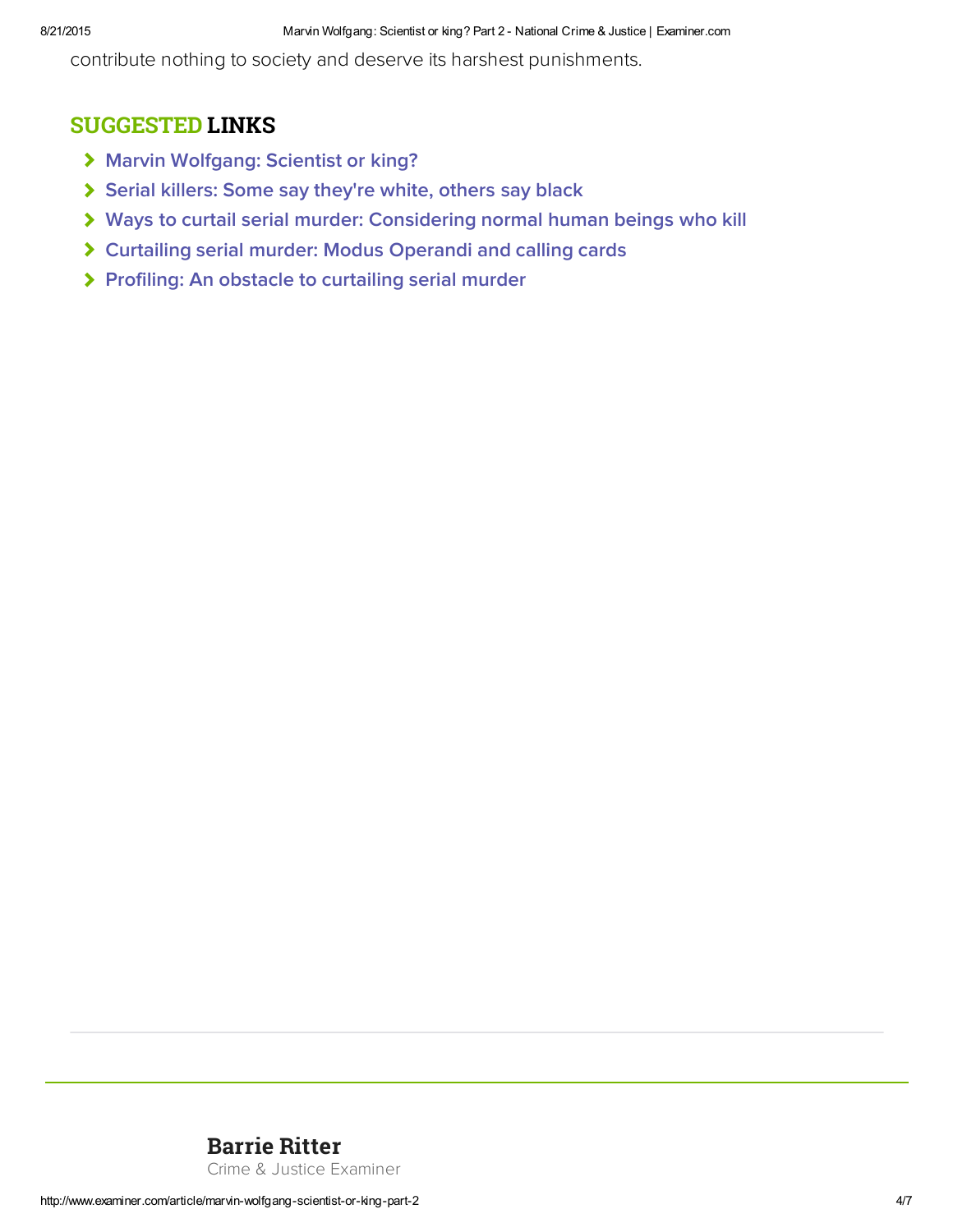contribute nothing to society and deserve its harshest punishments.

## SUGGESTED LINKS

- Marvin Wolfgang: Scientist or king?
- Serial killers: Some say they're white, others say black
- Ways to curtail serial murder: Considering normal human beings who kill
- Curtailing serial murder: Modus Operandi and calling cards
- Profiling: An obstacle to curtailing serial murder

**Barrie Ritter**
Crime & Justice Examiner